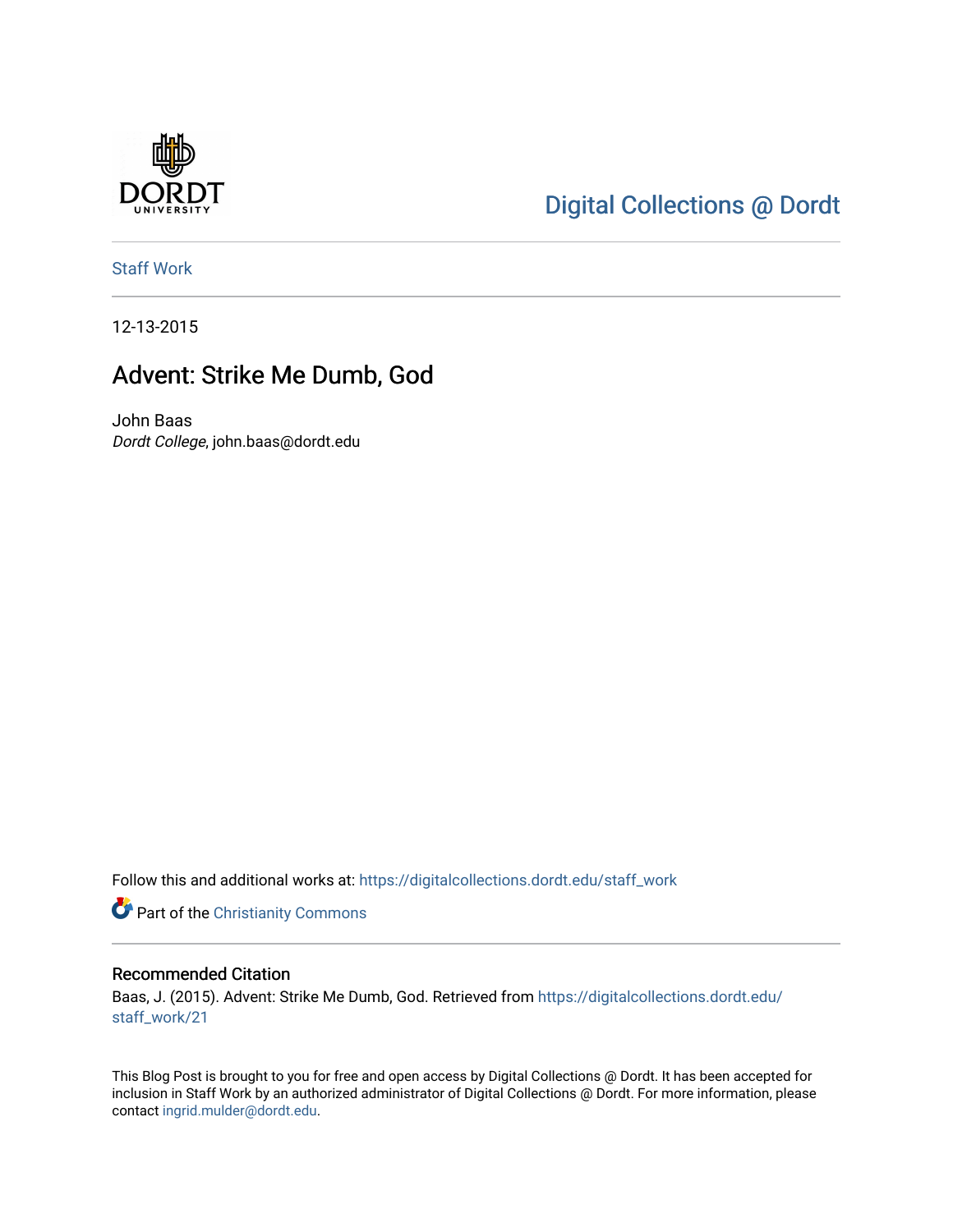Digital Collections @ Dordt

Staff Work

12-13-2015

# Advent: Strike Me Dumb, God

John Baas
*Dordt College*, john.baas@dordt.edu

Follow this and additional works at: https://digitalcollections.dordt.edu/staff_work

Part of the Christianity Commons

## Recommended Citation

Baas, J. (2015). Advent: Strike Me Dumb, God. Retrieved from https://digitalcollections.dordt.edu/staff_work/21

This Blog Post is brought to you for free and open access by Digital Collections @ Dordt. It has been accepted for inclusion in Staff Work by an authorized administrator of Digital Collections @ Dordt. For more information, please contact ingrid.mulder@dordt.edu.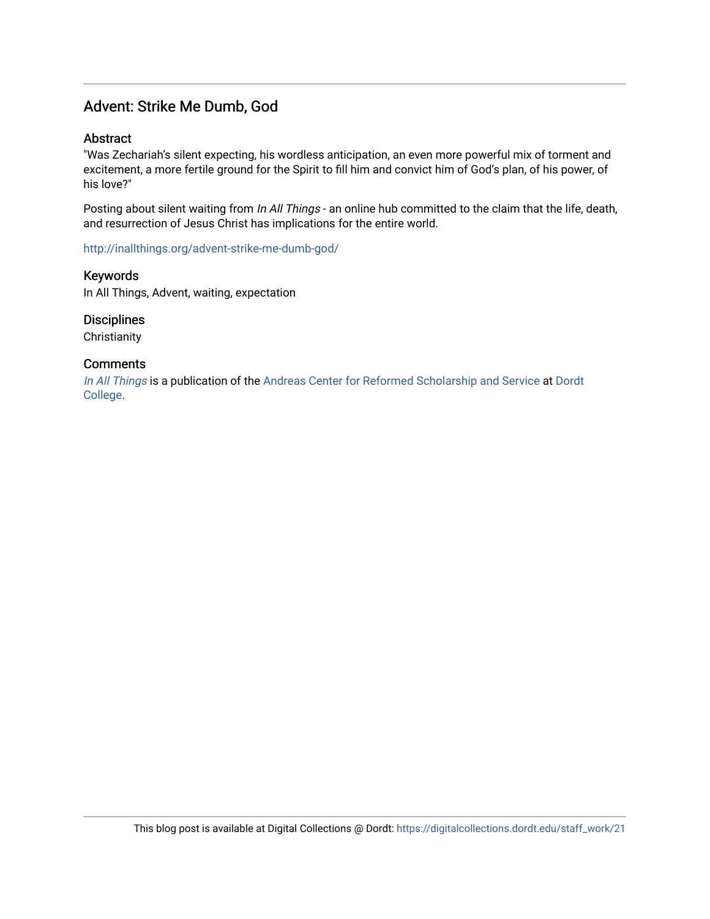# Advent: Strike Me Dumb, God

## Abstract

"Was Zechariah's silent expecting, his wordless anticipation, an even more powerful mix of torment and excitement, a more fertile ground for the Spirit to fill him and convict him of God's plan, of his power, of his love?"

Posting about silent waiting from *In All Things* - an online hub committed to the claim that the life, death, and resurrection of Jesus Christ has implications for the entire world.

http://inallthings.org/advent-strike-me-dumb-god/

## Keywords

In All Things, Advent, waiting, expectation

## Disciplines

Christianity

## Comments

*In All Things* is a publication of the Andreas Center for Reformed Scholarship and Service at Dordt College.

This blog post is available at Digital Collections @ Dordt: https://digitalcollections.dordt.edu/staff_work/21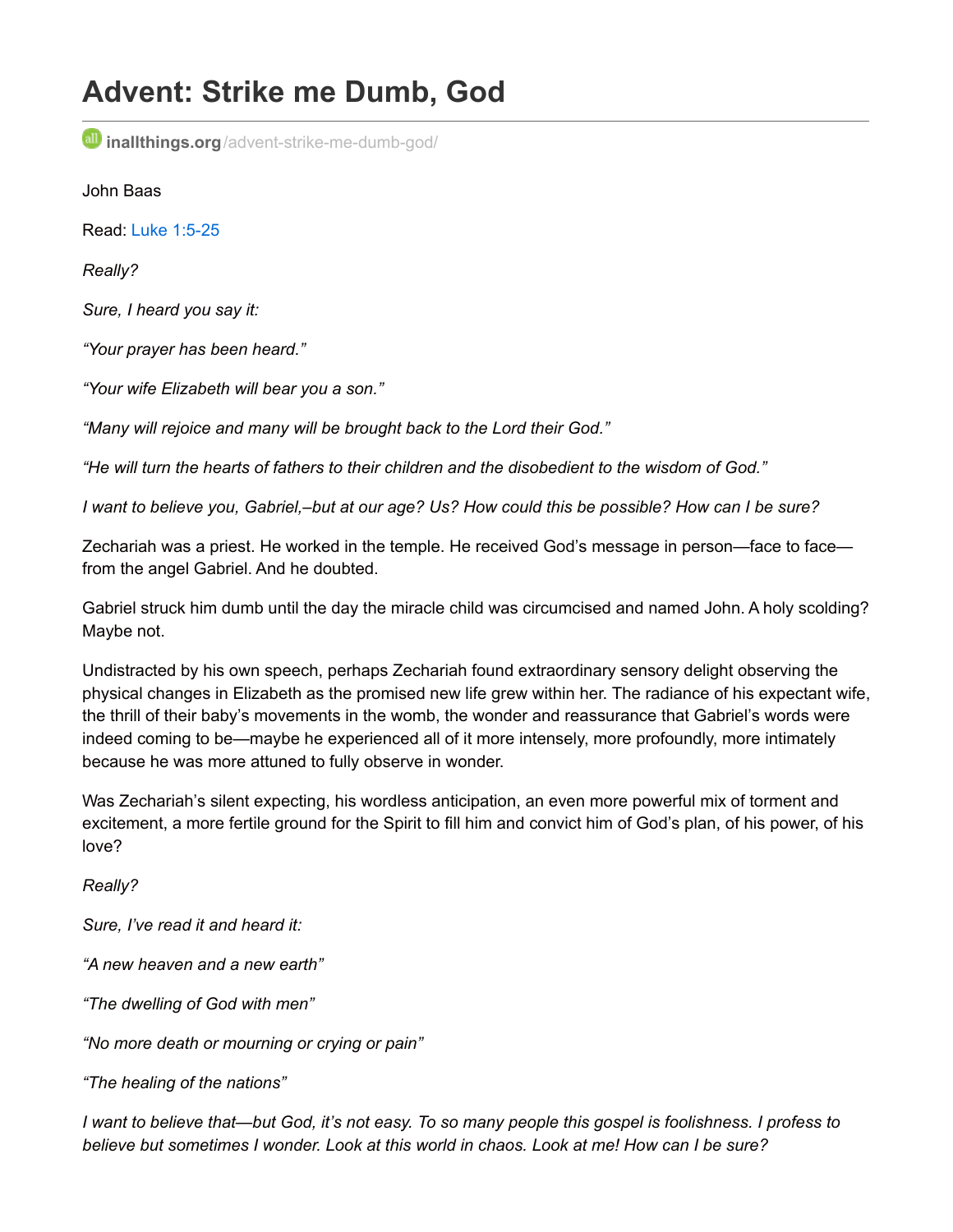# Advent: Strike me Dumb, God

inallthings.org/advent-strike-me-dumb-god/

John Baas

Read: Luke 1:5-25

*Really?*

*Sure, I heard you say it:*

*"Your prayer has been heard."*

*"Your wife Elizabeth will bear you a son."*

*"Many will rejoice and many will be brought back to the Lord their God."*

*"He will turn the hearts of fathers to their children and the disobedient to the wisdom of God."*

*I want to believe you, Gabriel,–but at our age? Us? How could this be possible? How can I be sure?*

Zechariah was a priest. He worked in the temple. He received God's message in person—face to face—from the angel Gabriel. And he doubted.

Gabriel struck him dumb until the day the miracle child was circumcised and named John. A holy scolding? Maybe not.

Undistracted by his own speech, perhaps Zechariah found extraordinary sensory delight observing the physical changes in Elizabeth as the promised new life grew within her. The radiance of his expectant wife, the thrill of their baby's movements in the womb, the wonder and reassurance that Gabriel's words were indeed coming to be—maybe he experienced all of it more intensely, more profoundly, more intimately because he was more attuned to fully observe in wonder.

Was Zechariah's silent expecting, his wordless anticipation, an even more powerful mix of torment and excitement, a more fertile ground for the Spirit to fill him and convict him of God's plan, of his power, of his love?

*Really?*

*Sure, I've read it and heard it:*

*"A new heaven and a new earth"*

*"The dwelling of God with men"*

*"No more death or mourning or crying or pain"*

*"The healing of the nations"*

*I want to believe that—but God, it's not easy. To so many people this gospel is foolishness. I profess to believe but sometimes I wonder. Look at this world in chaos. Look at me! How can I be sure?*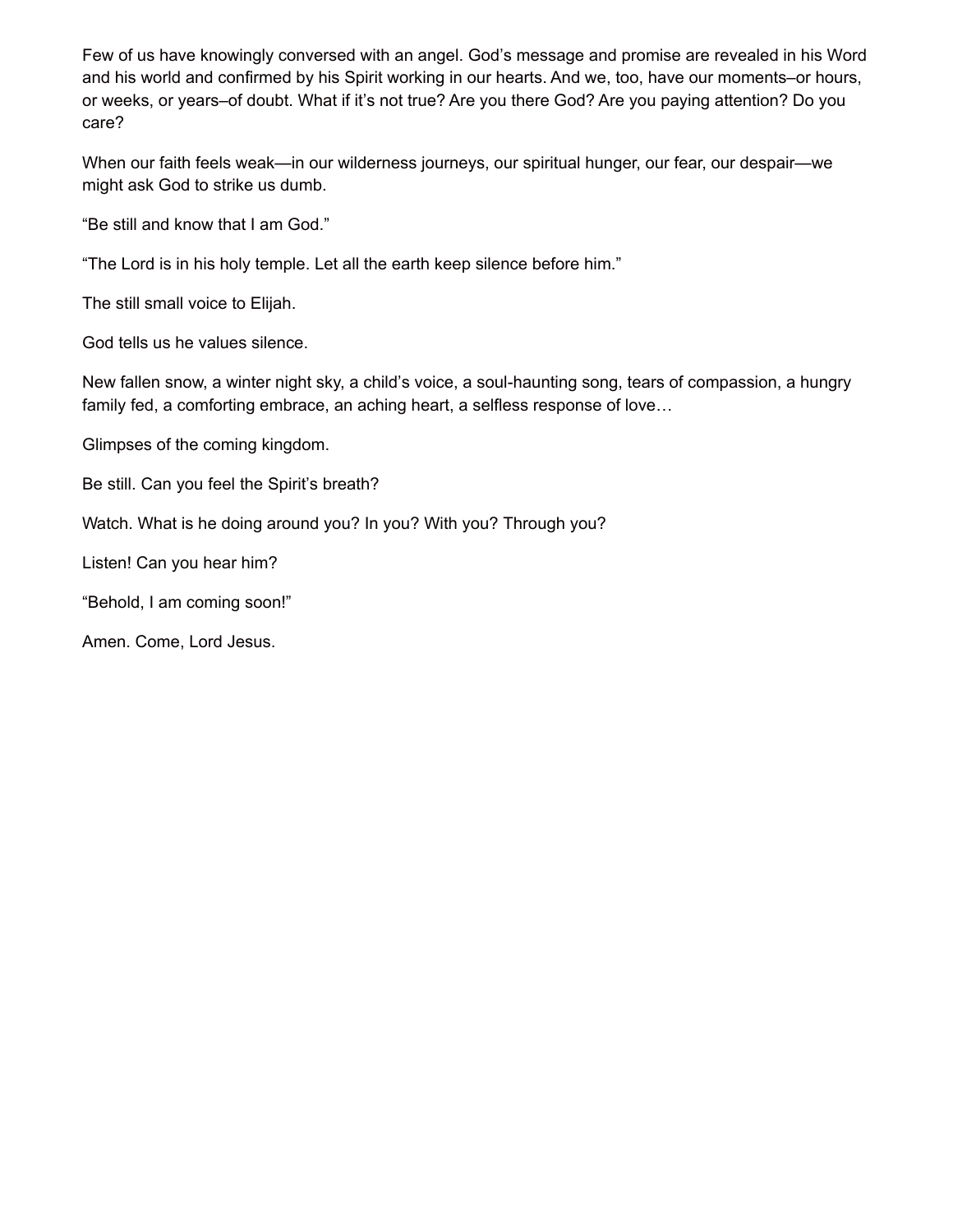Few of us have knowingly conversed with an angel. God's message and promise are revealed in his Word and his world and confirmed by his Spirit working in our hearts. And we, too, have our moments–or hours, or weeks, or years–of doubt. What if it's not true? Are you there God? Are you paying attention? Do you care?

When our faith feels weak—in our wilderness journeys, our spiritual hunger, our fear, our despair—we might ask God to strike us dumb.

"Be still and know that I am God."

"The Lord is in his holy temple. Let all the earth keep silence before him."

The still small voice to Elijah.

God tells us he values silence.

New fallen snow, a winter night sky, a child's voice, a soul-haunting song, tears of compassion, a hungry family fed, a comforting embrace, an aching heart, a selfless response of love…

Glimpses of the coming kingdom.

Be still. Can you feel the Spirit's breath?

Watch. What is he doing around you? In you? With you? Through you?

Listen! Can you hear him?

"Behold, I am coming soon!"

Amen. Come, Lord Jesus.